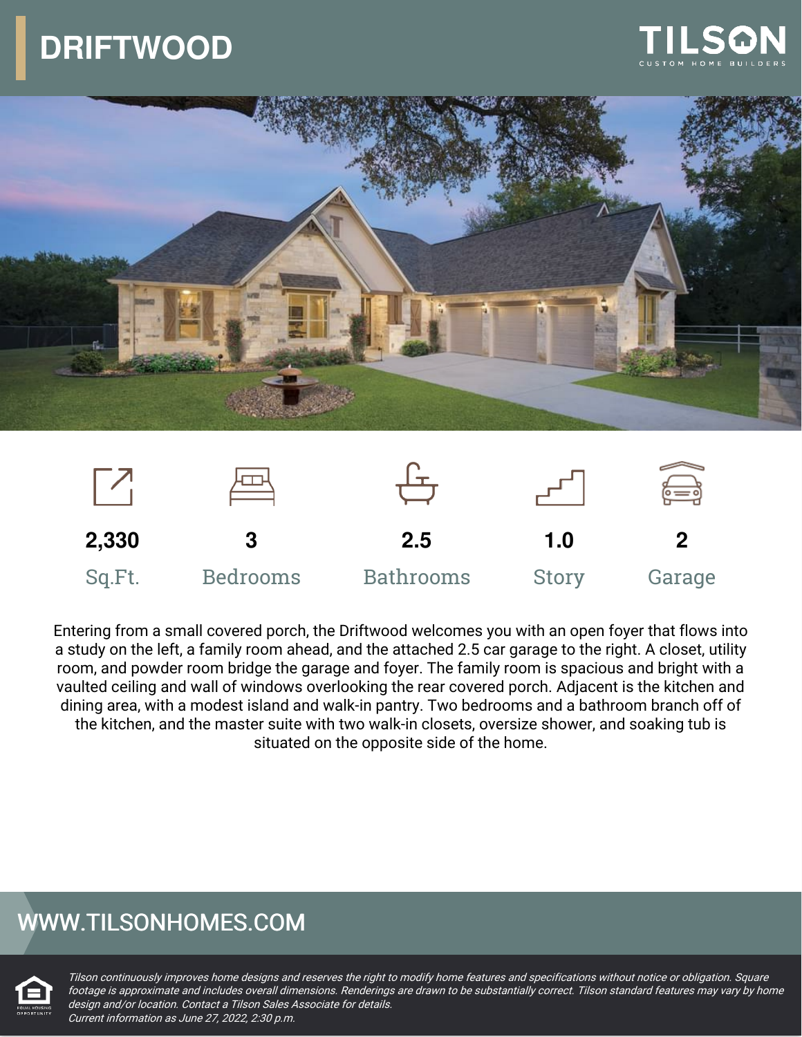# DRIFTWOOD

TILSON
CUSTOM HOME BUILDERS

| 2,330 | 3 | 2.5 | 1.0 | 2 |
|---|---|---|---|---|
| Sq.Ft. | Bedrooms | Bathrooms | Story | Garage |

Entering from a small covered porch, the Driftwood welcomes you with an open foyer that flows into a study on the left, a family room ahead, and the attached 2.5 car garage to the right. A closet, utility room, and powder room bridge the garage and foyer. The family room is spacious and bright with a vaulted ceiling and wall of windows overlooking the rear covered porch. Adjacent is the kitchen and dining area, with a modest island and walk-in pantry. Two bedrooms and a bathroom branch off of the kitchen, and the master suite with two walk-in closets, oversize shower, and soaking tub is situated on the opposite side of the home.

## WWW.TILSONHOMES.COM

*Tilson continuously improves home designs and reserves the right to modify home features and specifications without notice or obligation. Square footage is approximate and includes overall dimensions. Renderings are drawn to be substantially correct. Tilson standard features may vary by home design and/or location. Contact a Tilson Sales Associate for details.*
*Current information as June 27, 2022, 2:30 p.m.*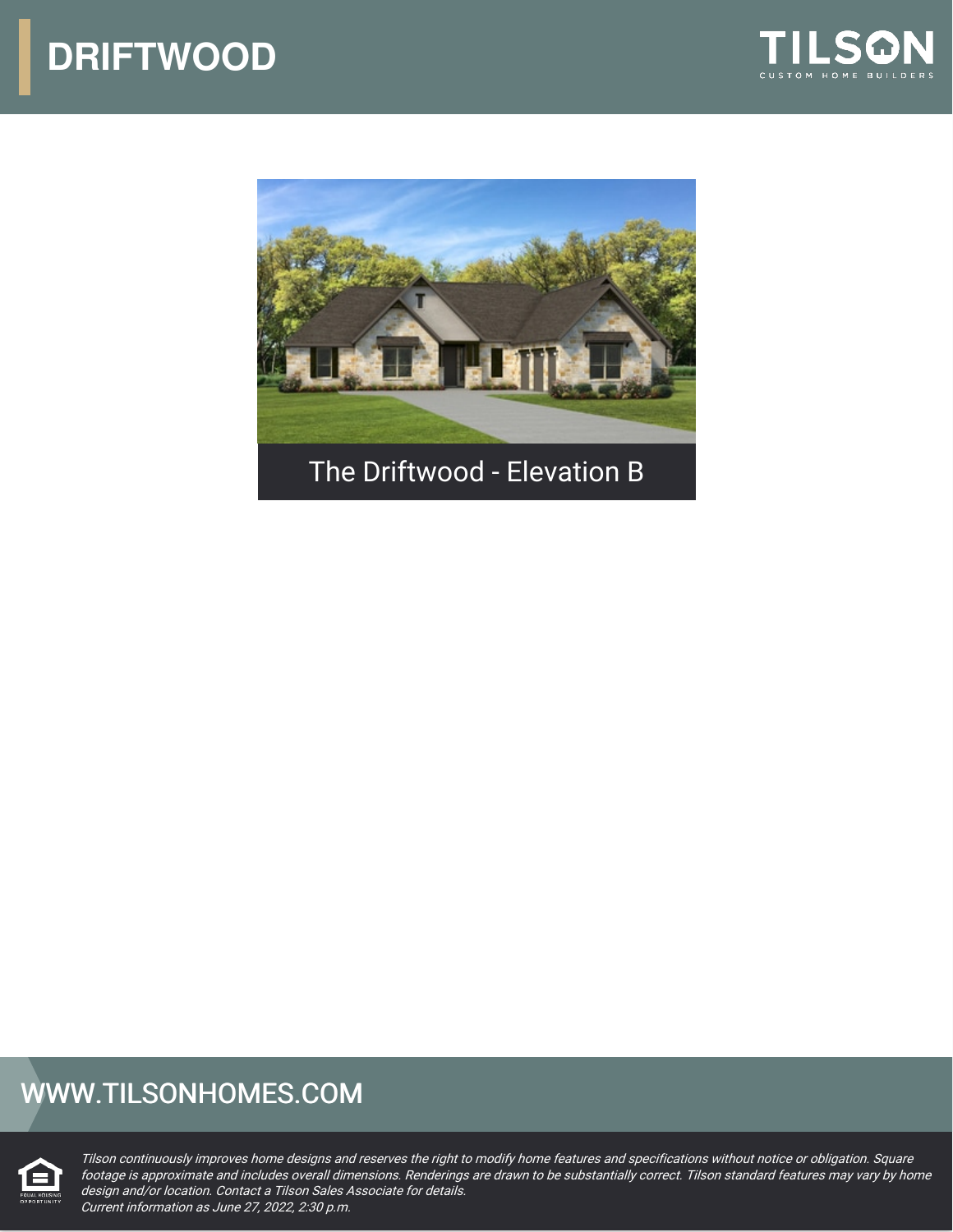# DRIFTWOOD

The Driftwood - Elevation B

WWW.TILSONHOMES.COM

*Tilson continuously improves home designs and reserves the right to modify home features and specifications without notice or obligation. Square footage is approximate and includes overall dimensions. Renderings are drawn to be substantially correct. Tilson standard features may vary by home design and/or location. Contact a Tilson Sales Associate for details.*
*Current information as June 27, 2022, 2:30 p.m.*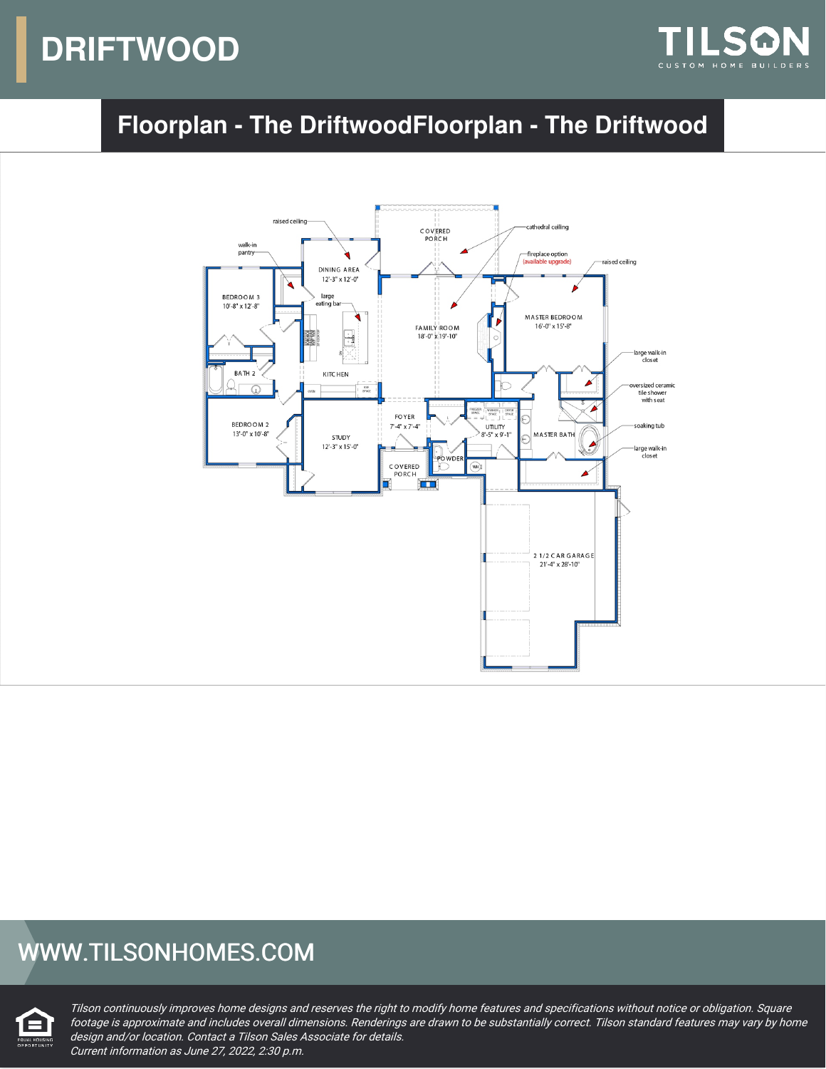# DRIFTWOOD

TILSON
CUSTOM HOME BUILDERS

## Floorplan - The DriftwoodFloorplan - The Driftwood

raised ceiling
walk-in pantry
COVERED PORCH
cathedral ceiling
fireplace option (available upgrade)
raised ceiling
DINING AREA 12'-3" x 12'-0"
large eating bar
BEDROOM 3 10'-8" x 12'-8"
FAMILY ROOM 18'-0" x 19'-10"
MASTER BEDROOM 16'-0" x 15'-8"
large walk-in closet
BATH 2
KITCHEN
oversized ceramic tile shower with seat
BEDROOM 2 13'-0" x 10'-8"
STUDY 12'-3" x 15'-0"
FOYER 7'-4" x 7'-4"
UTILITY 8'-5" x 9'-1"
MASTER BATH
soaking tub
POWDER
large walk-in closet
COVERED PORCH
2 1/2 CAR GARAGE 21'-4" x 28'-10"

WWW.TILSONHOMES.COM

*Tilson continuously improves home designs and reserves the right to modify home features and specifications without notice or obligation. Square footage is approximate and includes overall dimensions. Renderings are drawn to be substantially correct. Tilson standard features may vary by home design and/or location. Contact a Tilson Sales Associate for details.*
*Current information as June 27, 2022, 2:30 p.m.*

EQUAL HOUSING OPPORTUNITY